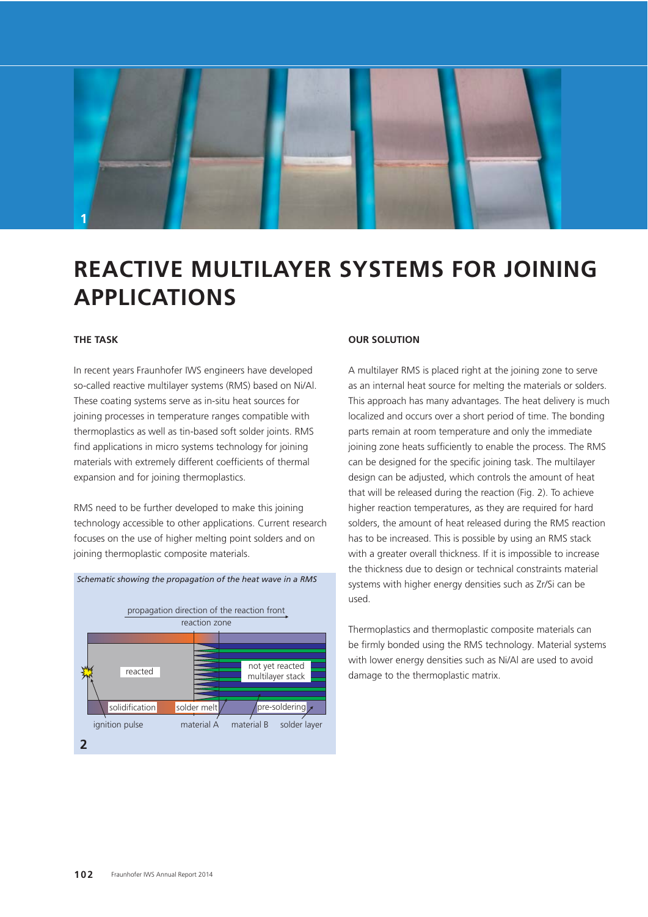# REACTIVE MULTILAYER SYSTEMS FOR JOINING APPLICATIONS

## THE TASK

In recent years Fraunhofer IWS engineers have developed so-called reactive multilayer systems (RMS) based on Ni/Al. These coating systems serve as in-situ heat sources for joining processes in temperature ranges compatible with thermoplastics as well as tin-based soft solder joints. RMS find applications in micro systems technology for joining materials with extremely different coefficients of thermal expansion and for joining thermoplastics.

RMS need to be further developed to make this joining technology accessible to other applications. Current research focuses on the use of higher melting point solders and on joining thermoplastic composite materials.

*Schematic showing the propagation of the heat wave in a RMS*

## OUR SOLUTION

A multilayer RMS is placed right at the joining zone to serve as an internal heat source for melting the materials or solders. This approach has many advantages. The heat delivery is much localized and occurs over a short period of time. The bonding parts remain at room temperature and only the immediate joining zone heats sufficiently to enable the process. The RMS can be designed for the specific joining task. The multilayer design can be adjusted, which controls the amount of heat that will be released during the reaction (Fig. 2). To achieve higher reaction temperatures, as they are required for hard solders, the amount of heat released during the RMS reaction has to be increased. This is possible by using an RMS stack with a greater overall thickness. If it is impossible to increase the thickness due to design or technical constraints material systems with higher energy densities such as Zr/Si can be used.

Thermoplastics and thermoplastic composite materials can be firmly bonded using the RMS technology. Material systems with lower energy densities such as Ni/Al are used to avoid damage to the thermoplastic matrix.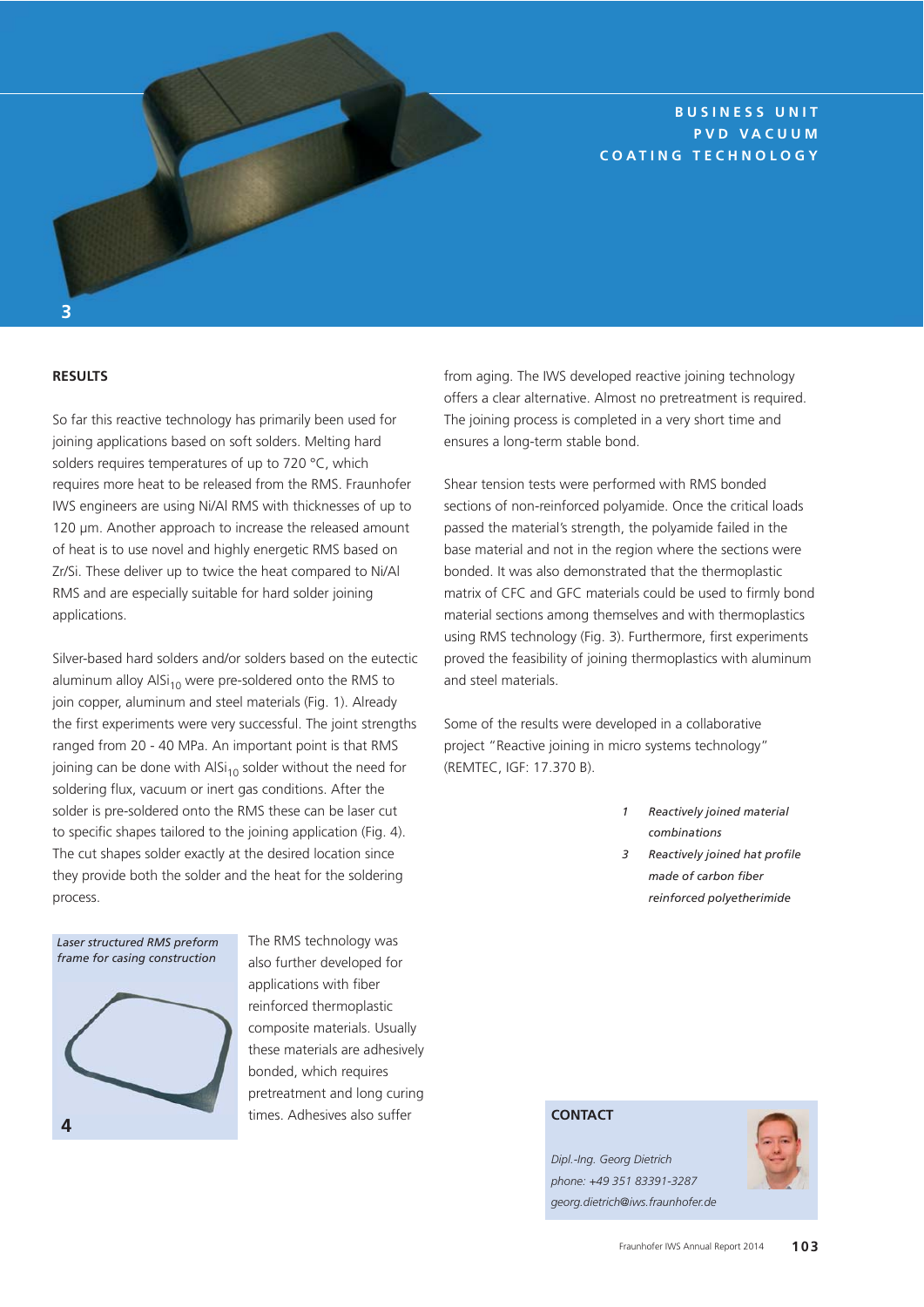BUSINESS UNIT
PVD VACUUM
COATING TECHNOLOGY

3

## RESULTS

So far this reactive technology has primarily been used for joining applications based on soft solders. Melting hard solders requires temperatures of up to 720 °C, which requires more heat to be released from the RMS. Fraunhofer IWS engineers are using Ni/Al RMS with thicknesses of up to 120 µm. Another approach to increase the released amount of heat is to use novel and highly energetic RMS based on Zr/Si. These deliver up to twice the heat compared to Ni/Al RMS and are especially suitable for hard solder joining applications.

Silver-based hard solders and/or solders based on the eutectic aluminum alloy $AlSi_{10}$ were pre-soldered onto the RMS to join copper, aluminum and steel materials (Fig. 1). Already the first experiments were very successful. The joint strengths ranged from 20 - 40 MPa. An important point is that RMS joining can be done with $AlSi_{10}$ solder without the need for soldering flux, vacuum or inert gas conditions. After the solder is pre-soldered onto the RMS these can be laser cut to specific shapes tailored to the joining application (Fig. 4). The cut shapes solder exactly at the desired location since they provide both the solder and the heat for the soldering process.

*Laser structured RMS preform frame for casing construction*

4

The RMS technology was also further developed for applications with fiber reinforced thermoplastic composite materials. Usually these materials are adhesively bonded, which requires pretreatment and long curing times. Adhesives also suffer from aging. The IWS developed reactive joining technology offers a clear alternative. Almost no pretreatment is required. The joining process is completed in a very short time and ensures a long-term stable bond.

Shear tension tests were performed with RMS bonded sections of non-reinforced polyamide. Once the critical loads passed the material's strength, the polyamide failed in the base material and not in the region where the sections were bonded. It was also demonstrated that the thermoplastic matrix of CFC and GFC materials could be used to firmly bond material sections among themselves and with thermoplastics using RMS technology (Fig. 3). Furthermore, first experiments proved the feasibility of joining thermoplastics with aluminum and steel materials.

Some of the results were developed in a collaborative project "Reactive joining in micro systems technology" (REMTEC, IGF: 17.370 B).

1 *Reactively joined material combinations*

3 *Reactively joined hat profile made of carbon fiber reinforced polyetherimide*

**CONTACT**

*Dipl.-Ing. Georg Dietrich*
*phone: +49 351 83391-3287*
*georg.dietrich@iws.fraunhofer.de*